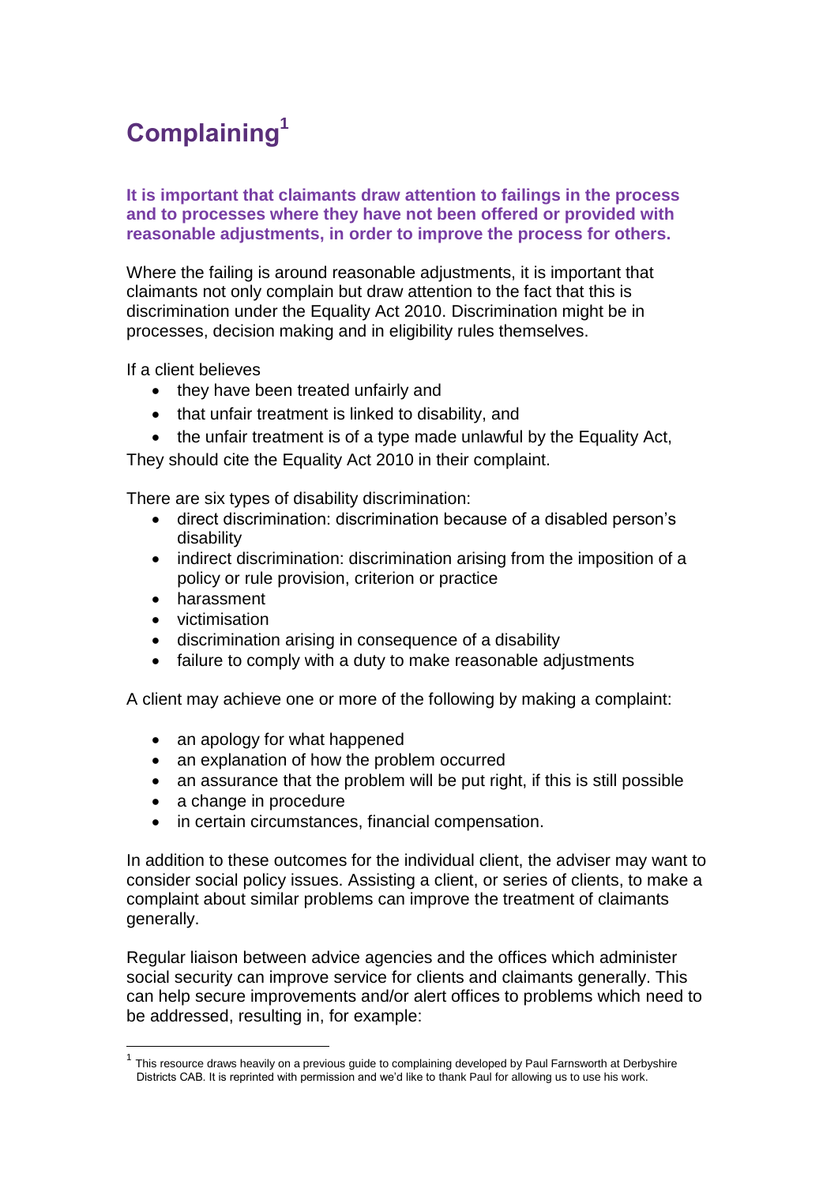# Complaining[1]

**It is important that claimants draw attention to failings in the process and to processes where they have not been offered or provided with reasonable adjustments, in order to improve the process for others.**

Where the failing is around reasonable adjustments, it is important that claimants not only complain but draw attention to the fact that this is discrimination under the Equality Act 2010. Discrimination might be in processes, decision making and in eligibility rules themselves.

If a client believes

- they have been treated unfairly and
- that unfair treatment is linked to disability, and
- the unfair treatment is of a type made unlawful by the Equality Act,

They should cite the Equality Act 2010 in their complaint.

There are six types of disability discrimination:

- direct discrimination: discrimination because of a disabled person's disability
- indirect discrimination: discrimination arising from the imposition of a policy or rule provision, criterion or practice
- harassment
- victimisation
- discrimination arising in consequence of a disability
- failure to comply with a duty to make reasonable adjustments

A client may achieve one or more of the following by making a complaint:

- an apology for what happened
- an explanation of how the problem occurred
- an assurance that the problem will be put right, if this is still possible
- a change in procedure
- in certain circumstances, financial compensation.

In addition to these outcomes for the individual client, the adviser may want to consider social policy issues. Assisting a client, or series of clients, to make a complaint about similar problems can improve the treatment of claimants generally.

Regular liaison between advice agencies and the offices which administer social security can improve service for clients and claimants generally. This can help secure improvements and/or alert offices to problems which need to be addressed, resulting in, for example:

[1] This resource draws heavily on a previous guide to complaining developed by Paul Farnsworth at Derbyshire Districts CAB. It is reprinted with permission and we'd like to thank Paul for allowing us to use his work.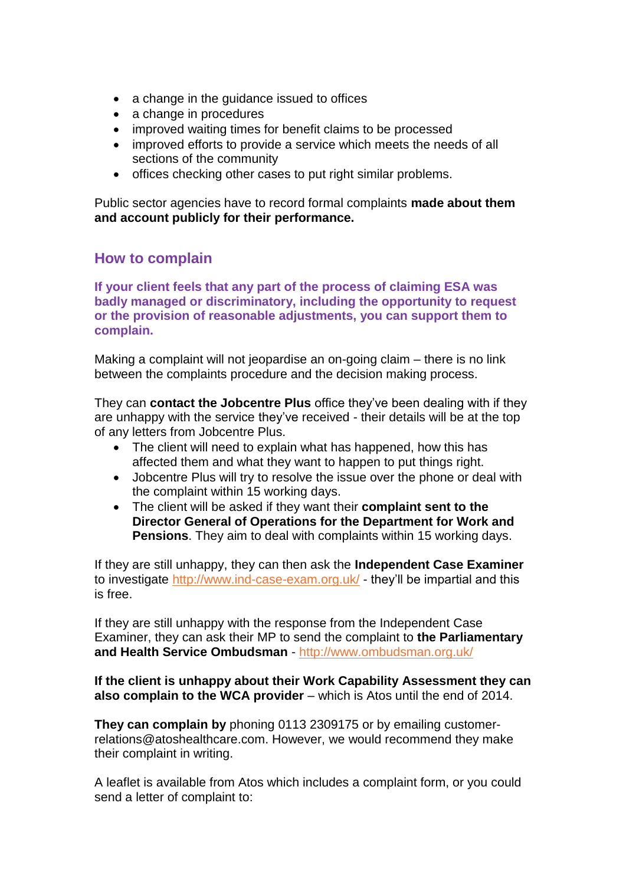- a change in the guidance issued to offices
- a change in procedures
- improved waiting times for benefit claims to be processed
- improved efforts to provide a service which meets the needs of all sections of the community
- offices checking other cases to put right similar problems.

Public sector agencies have to record formal complaints **made about them and account publicly for their performance.**

## How to complain

**If your client feels that any part of the process of claiming ESA was badly managed or discriminatory, including the opportunity to request or the provision of reasonable adjustments, you can support them to complain.**

Making a complaint will not jeopardise an on-going claim – there is no link between the complaints procedure and the decision making process.

They can **contact the Jobcentre Plus** office they've been dealing with if they are unhappy with the service they've received - their details will be at the top of any letters from Jobcentre Plus.

- The client will need to explain what has happened, how this has affected them and what they want to happen to put things right.
- Jobcentre Plus will try to resolve the issue over the phone or deal with the complaint within 15 working days.
- The client will be asked if they want their **complaint sent to the Director General of Operations for the Department for Work and Pensions**. They aim to deal with complaints within 15 working days.

If they are still unhappy, they can then ask the **Independent Case Examiner** to investigate http://www.ind-case-exam.org.uk/ - they'll be impartial and this is free.

If they are still unhappy with the response from the Independent Case Examiner, they can ask their MP to send the complaint to **the Parliamentary and Health Service Ombudsman** - http://www.ombudsman.org.uk/

**If the client is unhappy about their Work Capability Assessment they can also complain to the WCA provider** – which is Atos until the end of 2014.

**They can complain by** phoning 0113 2309175 or by emailing customer-relations@atoshealthcare.com. However, we would recommend they make their complaint in writing.

A leaflet is available from Atos which includes a complaint form, or you could send a letter of complaint to: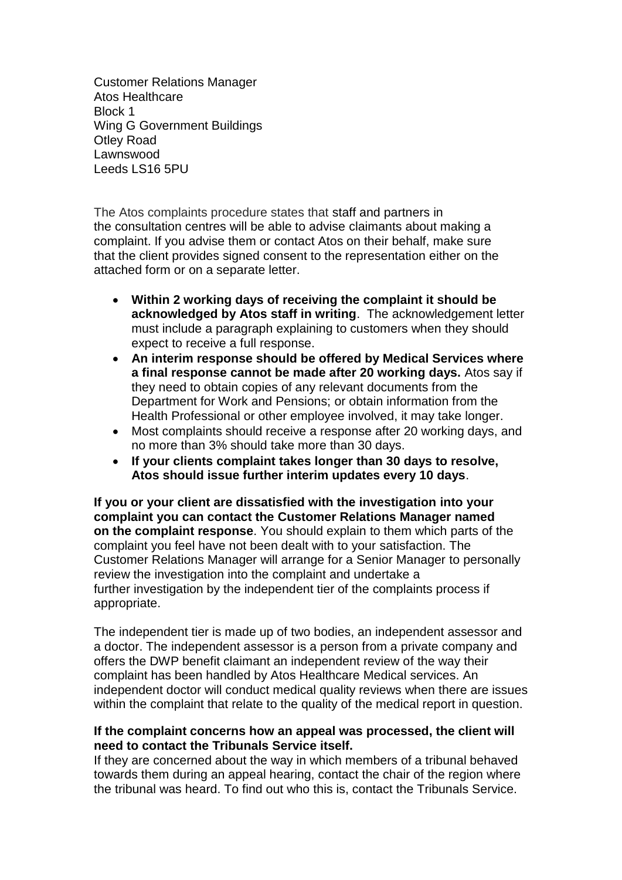Customer Relations Manager
Atos Healthcare
Block 1
Wing G Government Buildings
Otley Road
Lawnswood
Leeds LS16 5PU

The Atos complaints procedure states that staff and partners in the consultation centres will be able to advise claimants about making a complaint. If you advise them or contact Atos on their behalf, make sure that the client provides signed consent to the representation either on the attached form or on a separate letter.

- **Within 2 working days of receiving the complaint it should be acknowledged by Atos staff in writing**. The acknowledgement letter must include a paragraph explaining to customers when they should expect to receive a full response.
- **An interim response should be offered by Medical Services where a final response cannot be made after 20 working days.** Atos say if they need to obtain copies of any relevant documents from the Department for Work and Pensions; or obtain information from the Health Professional or other employee involved, it may take longer.
- Most complaints should receive a response after 20 working days, and no more than 3% should take more than 30 days.
- **If your clients complaint takes longer than 30 days to resolve, Atos should issue further interim updates every 10 days**.

**If you or your client are dissatisfied with the investigation into your complaint you can contact the Customer Relations Manager named on the complaint response**. You should explain to them which parts of the complaint you feel have not been dealt with to your satisfaction. The Customer Relations Manager will arrange for a Senior Manager to personally review the investigation into the complaint and undertake a further investigation by the independent tier of the complaints process if appropriate.

The independent tier is made up of two bodies, an independent assessor and a doctor. The independent assessor is a person from a private company and offers the DWP benefit claimant an independent review of the way their complaint has been handled by Atos Healthcare Medical services. An independent doctor will conduct medical quality reviews when there are issues within the complaint that relate to the quality of the medical report in question.

**If the complaint concerns how an appeal was processed, the client will need to contact the Tribunals Service itself.**
If they are concerned about the way in which members of a tribunal behaved towards them during an appeal hearing, contact the chair of the region where the tribunal was heard. To find out who this is, contact the Tribunals Service.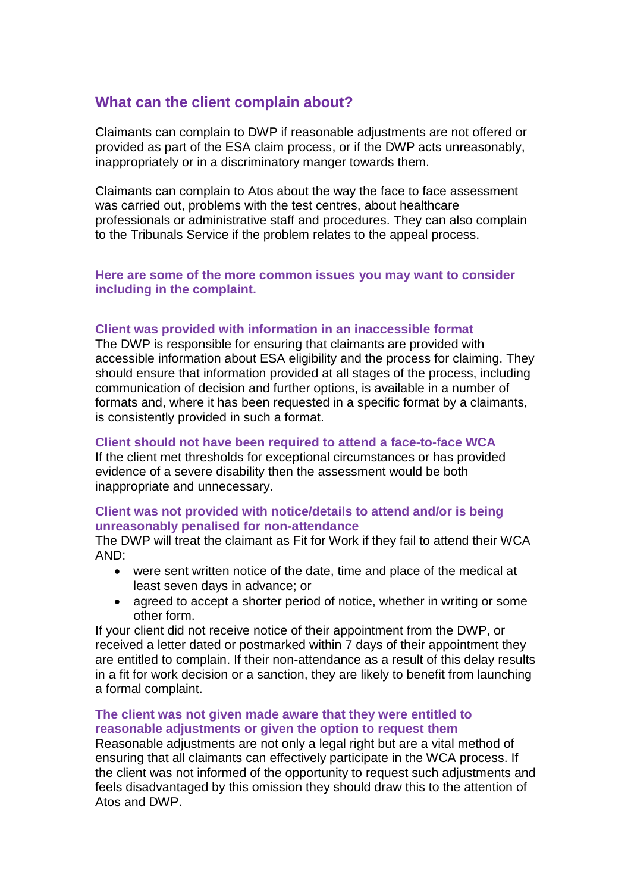## What can the client complain about?

Claimants can complain to DWP if reasonable adjustments are not offered or provided as part of the ESA claim process, or if the DWP acts unreasonably, inappropriately or in a discriminatory manger towards them.

Claimants can complain to Atos about the way the face to face assessment was carried out, problems with the test centres, about healthcare professionals or administrative staff and procedures. They can also complain to the Tribunals Service if the problem relates to the appeal process.

**Here are some of the more common issues you may want to consider including in the complaint.**

**Client was provided with information in an inaccessible format**
The DWP is responsible for ensuring that claimants are provided with accessible information about ESA eligibility and the process for claiming. They should ensure that information provided at all stages of the process, including communication of decision and further options, is available in a number of formats and, where it has been requested in a specific format by a claimants, is consistently provided in such a format.

**Client should not have been required to attend a face-to-face WCA**
If the client met thresholds for exceptional circumstances or has provided evidence of a severe disability then the assessment would be both inappropriate and unnecessary.

**Client was not provided with notice/details to attend and/or is being unreasonably penalised for non-attendance**
The DWP will treat the claimant as Fit for Work if they fail to attend their WCA AND:

- were sent written notice of the date, time and place of the medical at least seven days in advance; or
- agreed to accept a shorter period of notice, whether in writing or some other form.

If your client did not receive notice of their appointment from the DWP, or received a letter dated or postmarked within 7 days of their appointment they are entitled to complain. If their non-attendance as a result of this delay results in a fit for work decision or a sanction, they are likely to benefit from launching a formal complaint.

**The client was not given made aware that they were entitled to reasonable adjustments or given the option to request them**
Reasonable adjustments are not only a legal right but are a vital method of ensuring that all claimants can effectively participate in the WCA process. If the client was not informed of the opportunity to request such adjustments and feels disadvantaged by this omission they should draw this to the attention of Atos and DWP.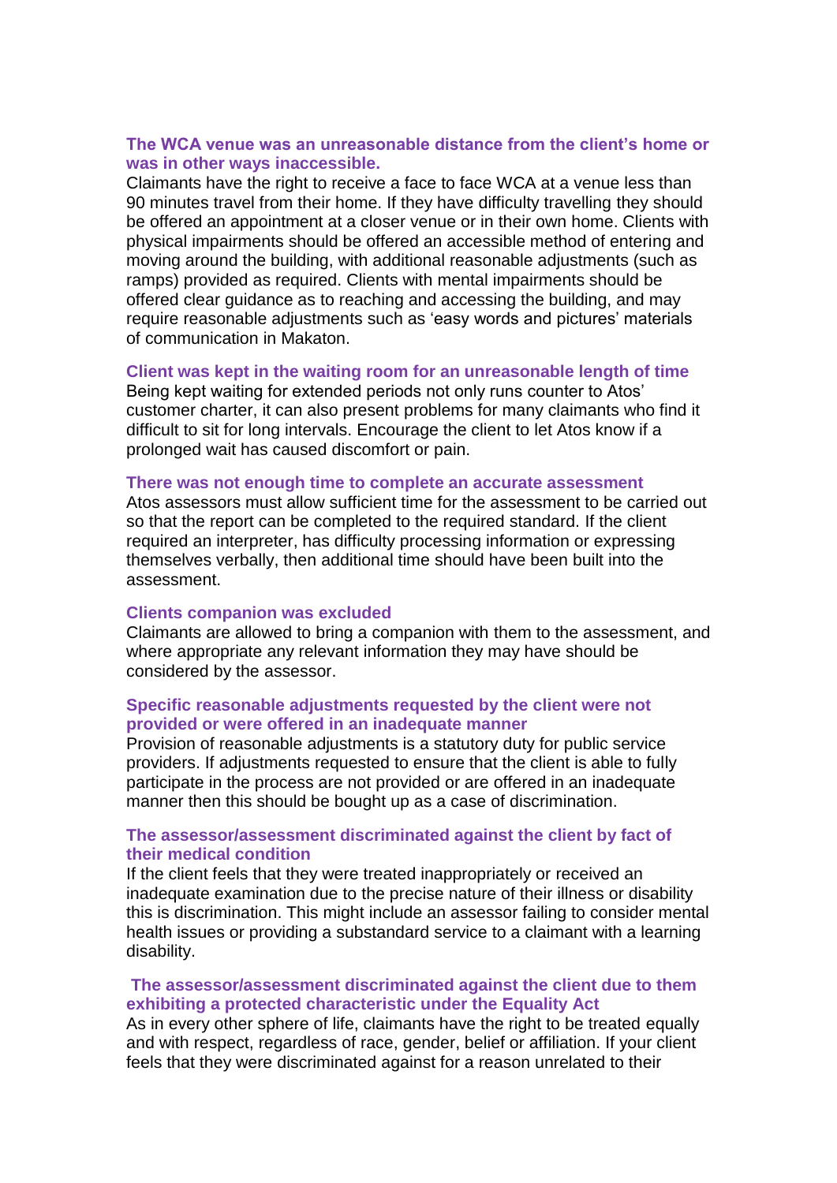### The WCA venue was an unreasonable distance from the client's home or was in other ways inaccessible.

Claimants have the right to receive a face to face WCA at a venue less than 90 minutes travel from their home. If they have difficulty travelling they should be offered an appointment at a closer venue or in their own home. Clients with physical impairments should be offered an accessible method of entering and moving around the building, with additional reasonable adjustments (such as ramps) provided as required. Clients with mental impairments should be offered clear guidance as to reaching and accessing the building, and may require reasonable adjustments such as 'easy words and pictures' materials of communication in Makaton.

### Client was kept in the waiting room for an unreasonable length of time

Being kept waiting for extended periods not only runs counter to Atos' customer charter, it can also present problems for many claimants who find it difficult to sit for long intervals. Encourage the client to let Atos know if a prolonged wait has caused discomfort or pain.

### There was not enough time to complete an accurate assessment

Atos assessors must allow sufficient time for the assessment to be carried out so that the report can be completed to the required standard. If the client required an interpreter, has difficulty processing information or expressing themselves verbally, then additional time should have been built into the assessment.

### Clients companion was excluded

Claimants are allowed to bring a companion with them to the assessment, and where appropriate any relevant information they may have should be considered by the assessor.

### Specific reasonable adjustments requested by the client were not provided or were offered in an inadequate manner

Provision of reasonable adjustments is a statutory duty for public service providers. If adjustments requested to ensure that the client is able to fully participate in the process are not provided or are offered in an inadequate manner then this should be bought up as a case of discrimination.

### The assessor/assessment discriminated against the client by fact of their medical condition

If the client feels that they were treated inappropriately or received an inadequate examination due to the precise nature of their illness or disability this is discrimination. This might include an assessor failing to consider mental health issues or providing a substandard service to a claimant with a learning disability.

### The assessor/assessment discriminated against the client due to them exhibiting a protected characteristic under the Equality Act

As in every other sphere of life, claimants have the right to be treated equally and with respect, regardless of race, gender, belief or affiliation. If your client feels that they were discriminated against for a reason unrelated to their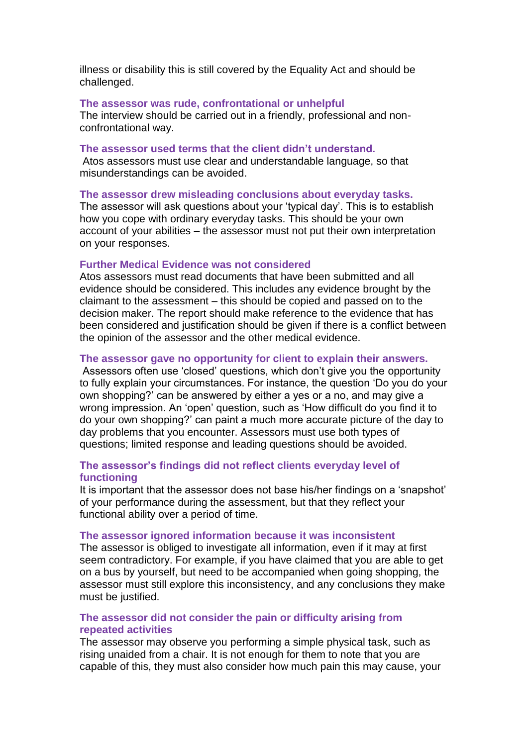illness or disability this is still covered by the Equality Act and should be challenged.

### The assessor was rude, confrontational or unhelpful

The interview should be carried out in a friendly, professional and non-confrontational way.

### The assessor used terms that the client didn't understand.

Atos assessors must use clear and understandable language, so that misunderstandings can be avoided.

### The assessor drew misleading conclusions about everyday tasks.

The assessor will ask questions about your 'typical day'. This is to establish how you cope with ordinary everyday tasks. This should be your own account of your abilities – the assessor must not put their own interpretation on your responses.

### Further Medical Evidence was not considered

Atos assessors must read documents that have been submitted and all evidence should be considered. This includes any evidence brought by the claimant to the assessment – this should be copied and passed on to the decision maker. The report should make reference to the evidence that has been considered and justification should be given if there is a conflict between the opinion of the assessor and the other medical evidence.

### The assessor gave no opportunity for client to explain their answers.

Assessors often use 'closed' questions, which don't give you the opportunity to fully explain your circumstances. For instance, the question 'Do you do your own shopping?' can be answered by either a yes or a no, and may give a wrong impression. An 'open' question, such as 'How difficult do you find it to do your own shopping?' can paint a much more accurate picture of the day to day problems that you encounter. Assessors must use both types of questions; limited response and leading questions should be avoided.

### The assessor's findings did not reflect clients everyday level of functioning

It is important that the assessor does not base his/her findings on a 'snapshot' of your performance during the assessment, but that they reflect your functional ability over a period of time.

### The assessor ignored information because it was inconsistent

The assessor is obliged to investigate all information, even if it may at first seem contradictory. For example, if you have claimed that you are able to get on a bus by yourself, but need to be accompanied when going shopping, the assessor must still explore this inconsistency, and any conclusions they make must be justified.

### The assessor did not consider the pain or difficulty arising from repeated activities

The assessor may observe you performing a simple physical task, such as rising unaided from a chair. It is not enough for them to note that you are capable of this, they must also consider how much pain this may cause, your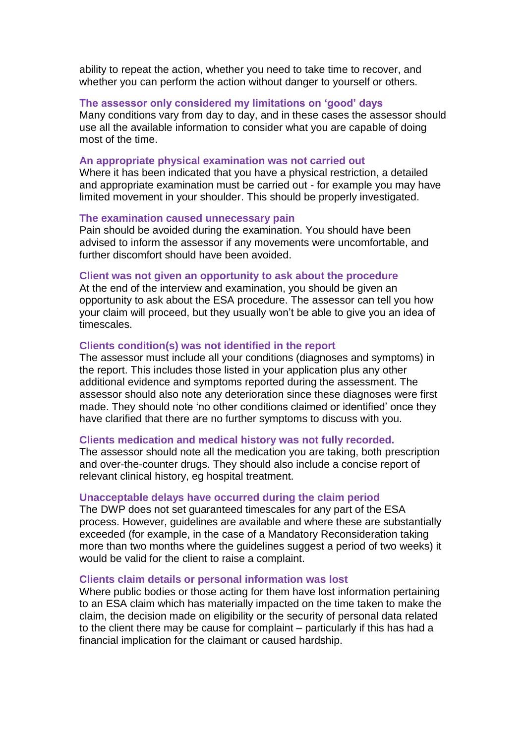ability to repeat the action, whether you need to take time to recover, and whether you can perform the action without danger to yourself or others.

### The assessor only considered my limitations on 'good' days

Many conditions vary from day to day, and in these cases the assessor should use all the available information to consider what you are capable of doing most of the time.

### An appropriate physical examination was not carried out

Where it has been indicated that you have a physical restriction, a detailed and appropriate examination must be carried out - for example you may have limited movement in your shoulder. This should be properly investigated.

### The examination caused unnecessary pain

Pain should be avoided during the examination. You should have been advised to inform the assessor if any movements were uncomfortable, and further discomfort should have been avoided.

### Client was not given an opportunity to ask about the procedure

At the end of the interview and examination, you should be given an opportunity to ask about the ESA procedure. The assessor can tell you how your claim will proceed, but they usually won't be able to give you an idea of timescales.

### Clients condition(s) was not identified in the report

The assessor must include all your conditions (diagnoses and symptoms) in the report. This includes those listed in your application plus any other additional evidence and symptoms reported during the assessment. The assessor should also note any deterioration since these diagnoses were first made. They should note 'no other conditions claimed or identified' once they have clarified that there are no further symptoms to discuss with you.

### Clients medication and medical history was not fully recorded.

The assessor should note all the medication you are taking, both prescription and over-the-counter drugs. They should also include a concise report of relevant clinical history, eg hospital treatment.

### Unacceptable delays have occurred during the claim period

The DWP does not set guaranteed timescales for any part of the ESA process. However, guidelines are available and where these are substantially exceeded (for example, in the case of a Mandatory Reconsideration taking more than two months where the guidelines suggest a period of two weeks) it would be valid for the client to raise a complaint.

### Clients claim details or personal information was lost

Where public bodies or those acting for them have lost information pertaining to an ESA claim which has materially impacted on the time taken to make the claim, the decision made on eligibility or the security of personal data related to the client there may be cause for complaint – particularly if this has had a financial implication for the claimant or caused hardship.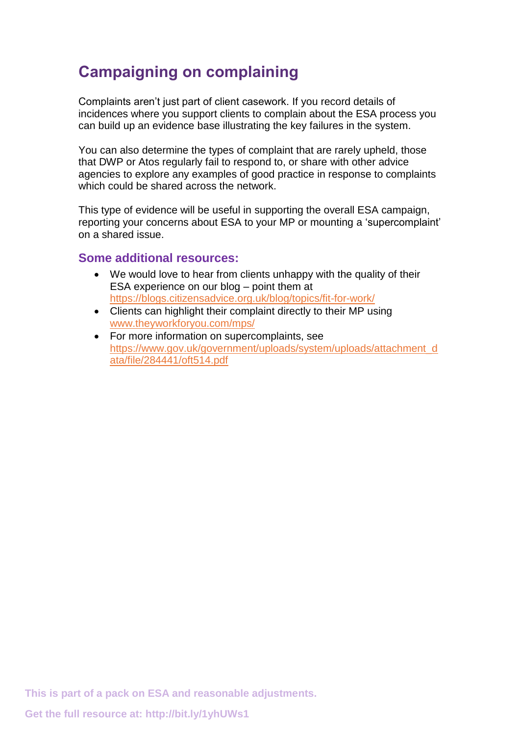## Campaigning on complaining

Complaints aren't just part of client casework. If you record details of incidences where you support clients to complain about the ESA process you can build up an evidence base illustrating the key failures in the system.

You can also determine the types of complaint that are rarely upheld, those that DWP or Atos regularly fail to respond to, or share with other advice agencies to explore any examples of good practice in response to complaints which could be shared across the network.

This type of evidence will be useful in supporting the overall ESA campaign, reporting your concerns about ESA to your MP or mounting a 'supercomplaint' on a shared issue.

### Some additional resources:

- We would love to hear from clients unhappy with the quality of their ESA experience on our blog – point them at https://blogs.citizensadvice.org.uk/blog/topics/fit-for-work/
- Clients can highlight their complaint directly to their MP using www.theyworkforyou.com/mps/
- For more information on supercomplaints, see https://www.gov.uk/government/uploads/system/uploads/attachment_data/file/284441/oft514.pdf

This is part of a pack on ESA and reasonable adjustments.

Get the full resource at: http://bit.ly/1yhUWs1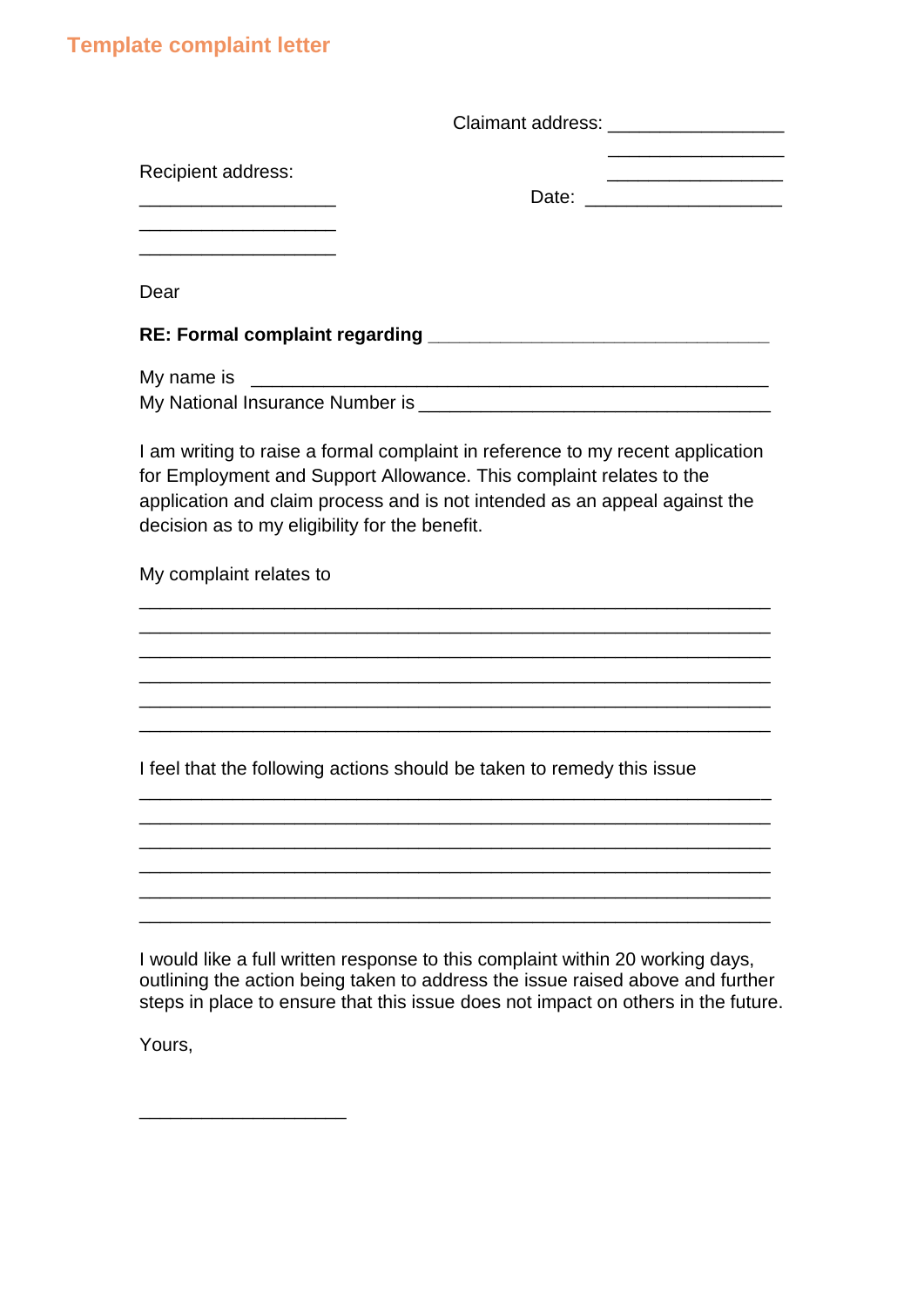## Template complaint letter

Claimant address: _________________
_________________
_________________

Recipient address:
___________________
___________________
___________________

Date: ___________________

Dear

**RE: Formal complaint regarding** ________________________________

My name is ________________________________________________
My National Insurance Number is __________________________________

I am writing to raise a formal complaint in reference to my recent application for Employment and Support Allowance. This complaint relates to the application and claim process and is not intended as an appeal against the decision as to my eligibility for the benefit.

My complaint relates to

______________________________________________________________
______________________________________________________________
______________________________________________________________
______________________________________________________________
______________________________________________________________
______________________________________________________________

I feel that the following actions should be taken to remedy this issue

______________________________________________________________
______________________________________________________________
______________________________________________________________
______________________________________________________________
______________________________________________________________
______________________________________________________________

I would like a full written response to this complaint within 20 working days, outlining the action being taken to address the issue raised above and further steps in place to ensure that this issue does not impact on others in the future.

Yours,

____________________